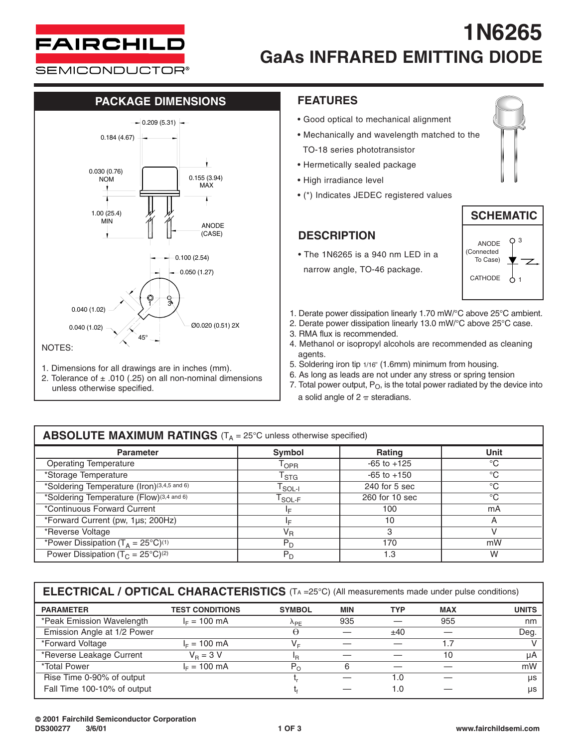# 1N6265

## GaAs INFRARED EMITTING DIODE

## PACKAGE DIMENSIONS

0.209 (5.31)
0.184 (4.67)
0.030 (0.76) NOM
0.155 (3.94) MAX
1.00 (25.4) MIN
ANODE (CASE)
0.100 (2.54)
0.050 (1.27)
0.040 (1.02)
0.040 (1.02)
45°
Ø0.020 (0.51) 2X

NOTES:

1. Dimensions for all drawings are in inches (mm).
2. Tolerance of ± .010 (.25) on all non-nominal dimensions unless otherwise specified.

## FEATURES

- Good optical to mechanical alignment
- Mechanically and wavelength matched to the TO-18 series phototransistor
- Hermetically sealed package
- High irradiance level
- (*) Indicates JEDEC registered values

## DESCRIPTION

- The 1N6265 is a 940 nm LED in a narrow angle, TO-46 package.

## SCHEMATIC

ANODE (Connected To Case) 3
CATHODE 1

1. Derate power dissipation linearly 1.70 mW/°C above 25°C ambient.
2. Derate power dissipation linearly 13.0 mW/°C above 25°C case.
3. RMA flux is recommended.
4. Methanol or isopropyl alcohols are recommended as cleaning agents.
5. Soldering iron tip 1/16" (1.6mm) minimum from housing.
6. As long as leads are not under any stress or spring tension
7. Total power output, $P_O$, is the total power radiated by the device into a solid angle of 2 π steradians.

## ABSOLUTE MAXIMUM RATINGS ($T_A$ = 25°C unless otherwise specified)

| Parameter | Symbol | Rating | Unit |
|---|---|---|---|
| Operating Temperature | $T_{OPR}$ | -65 to +125 | °C |
| *Storage Temperature | $T_{STG}$ | -65 to +150 | °C |
| *Soldering Temperature (Iron)(3,4,5 and 6) | $T_{SOL-I}$ | 240 for 5 sec | °C |
| *Soldering Temperature (Flow)(3,4 and 6) | $T_{SOL-F}$ | 260 for 10 sec | °C |
| *Continuous Forward Current | $I_F$ | 100 | mA |
| *Forward Current (pw, 1µs; 200Hz) | $I_F$ | 10 | A |
| *Reverse Voltage | $V_R$ | 3 | V |
| *Power Dissipation ($T_A$ = 25°C)(1) | $P_D$ | 170 | mW |
| Power Dissipation ($T_C$ = 25°C)(2) | $P_D$ | 1.3 | W |

## ELECTRICAL / OPTICAL CHARACTERISTICS ($T_A$ =25°C) (All measurements made under pulse conditions)

| PARAMETER | TEST CONDITIONS | SYMBOL | MIN | TYP | MAX | UNITS |
|---|---|---|---|---|---|---|
| *Peak Emission Wavelength | $I_F$ = 100 mA | $\lambda_{PE}$ | 935 | — | 955 | nm |
| Emission Angle at 1/2 Power | | Θ | — | ±40 | — | Deg. |
| *Forward Voltage | $I_F$ = 100 mA | $V_F$ | — | — | 1.7 | V |
| *Reverse Leakage Current | $V_R$ = 3 V | $I_R$ | — | — | 10 | µA |
| *Total Power | $I_F$ = 100 mA | $P_O$ | 6 | — | — | mW |
| Rise Time 0-90% of output | | $t_r$ | — | 1.0 | — | µs |
| Fall Time 100-10% of output | | $t_f$ | — | 1.0 | — | µs |

© 2001 Fairchild Semiconductor Corporation
DS300277 3/6/01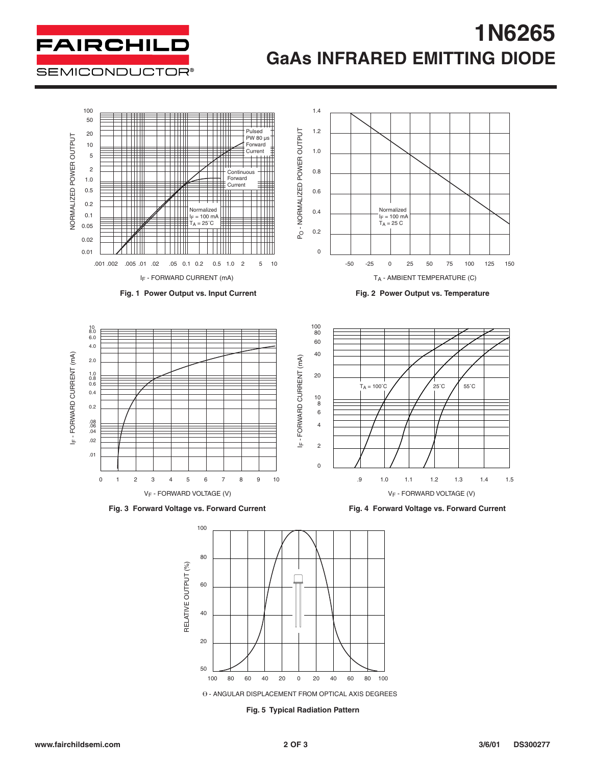# 1N6265

## GaAs INFRARED EMITTING DIODE

**Fig. 1 Power Output vs. Input Current**

**Fig. 2 Power Output vs. Temperature**

**Fig. 3 Forward Voltage vs. Forward Current**

**Fig. 4 Forward Voltage vs. Forward Current**

**Fig. 5 Typical Radiation Pattern**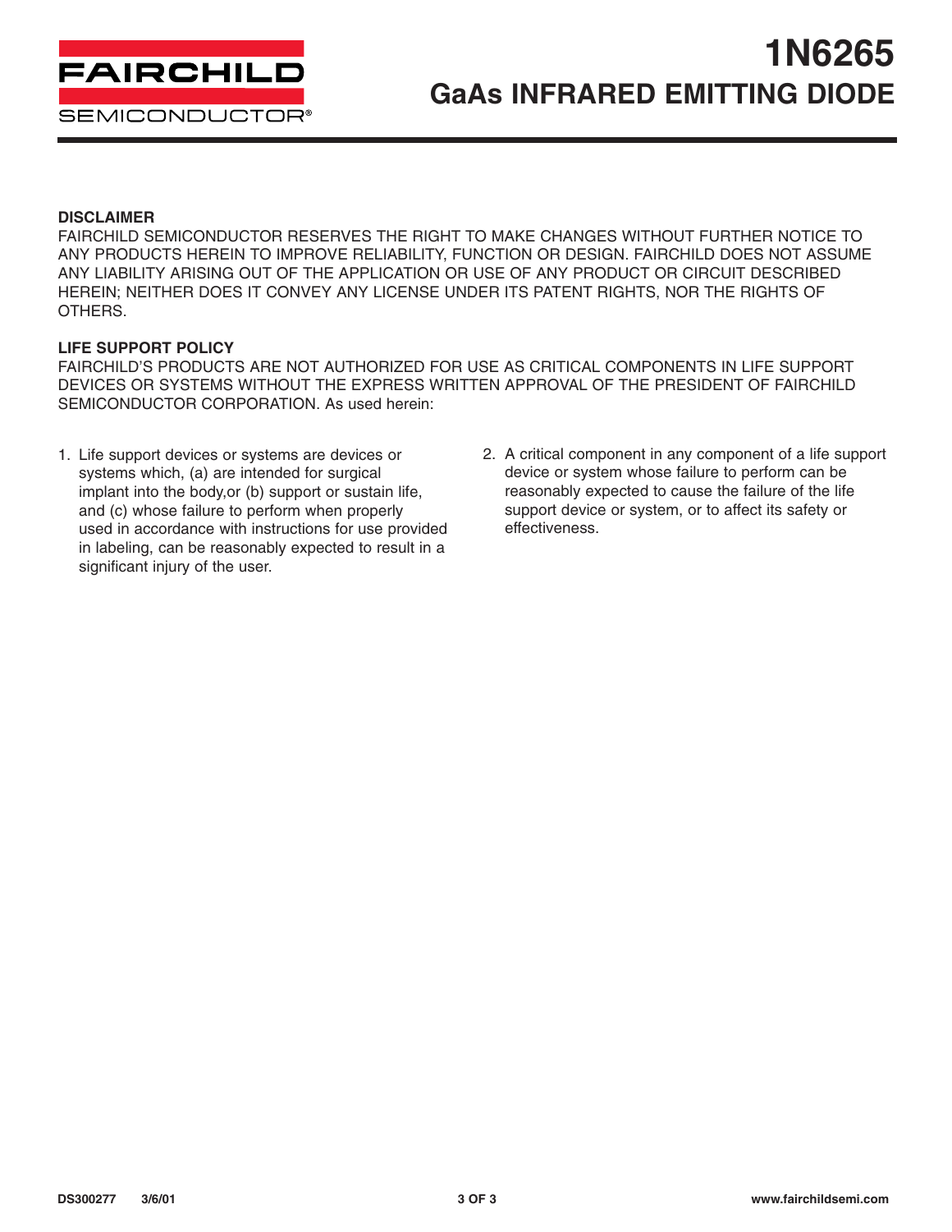# 1N6265
## GaAs INFRARED EMITTING DIODE

**DISCLAIMER**

FAIRCHILD SEMICONDUCTOR RESERVES THE RIGHT TO MAKE CHANGES WITHOUT FURTHER NOTICE TO ANY PRODUCTS HEREIN TO IMPROVE RELIABILITY, FUNCTION OR DESIGN. FAIRCHILD DOES NOT ASSUME ANY LIABILITY ARISING OUT OF THE APPLICATION OR USE OF ANY PRODUCT OR CIRCUIT DESCRIBED HEREIN; NEITHER DOES IT CONVEY ANY LICENSE UNDER ITS PATENT RIGHTS, NOR THE RIGHTS OF OTHERS.

**LIFE SUPPORT POLICY**

FAIRCHILD'S PRODUCTS ARE NOT AUTHORIZED FOR USE AS CRITICAL COMPONENTS IN LIFE SUPPORT DEVICES OR SYSTEMS WITHOUT THE EXPRESS WRITTEN APPROVAL OF THE PRESIDENT OF FAIRCHILD SEMICONDUCTOR CORPORATION. As used herein:

1. Life support devices or systems are devices or systems which, (a) are intended for surgical implant into the body,or (b) support or sustain life, and (c) whose failure to perform when properly used in accordance with instructions for use provided in labeling, can be reasonably expected to result in a significant injury of the user.
2. A critical component in any component of a life support device or system whose failure to perform can be reasonably expected to cause the failure of the life support device or system, or to affect its safety or effectiveness.

DS300277 3/6/01 www.fairchildsemi.com